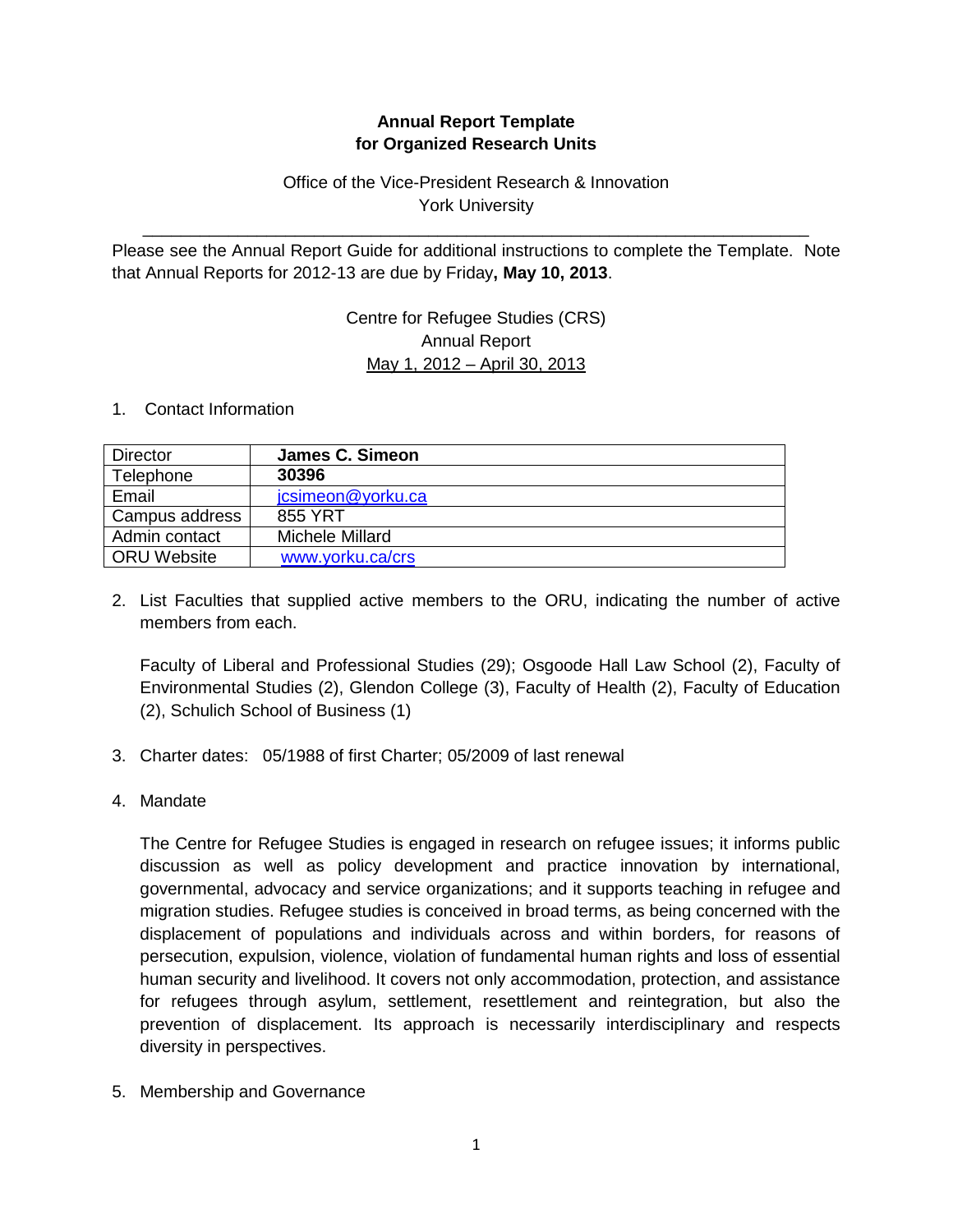**Annual Report Template**
**for Organized Research Units**

Office of the Vice-President Research & Innovation
York University

---

Please see the Annual Report Guide for additional instructions to complete the Template. Note that Annual Reports for 2012-13 are due by Friday**, May 10, 2013**.

Centre for Refugee Studies (CRS)
Annual Report
May 1, 2012 – April 30, 2013

1. Contact Information

| Director | **James C. Simeon** |
|---|---|
| Telephone | **30396** |
| Email | jcsimeon@yorku.ca |
| Campus address | 855 YRT |
| Admin contact | Michele Millard |
| ORU Website | www.yorku.ca/crs |

2. List Faculties that supplied active members to the ORU, indicating the number of active members from each.

   Faculty of Liberal and Professional Studies (29); Osgoode Hall Law School (2), Faculty of Environmental Studies (2), Glendon College (3), Faculty of Health (2), Faculty of Education (2), Schulich School of Business (1)

3. Charter dates: 05/1988 of first Charter; 05/2009 of last renewal

4. Mandate

   The Centre for Refugee Studies is engaged in research on refugee issues; it informs public discussion as well as policy development and practice innovation by international, governmental, advocacy and service organizations; and it supports teaching in refugee and migration studies. Refugee studies is conceived in broad terms, as being concerned with the displacement of populations and individuals across and within borders, for reasons of persecution, expulsion, violence, violation of fundamental human rights and loss of essential human security and livelihood. It covers not only accommodation, protection, and assistance for refugees through asylum, settlement, resettlement and reintegration, but also the prevention of displacement. Its approach is necessarily interdisciplinary and respects diversity in perspectives.

5. Membership and Governance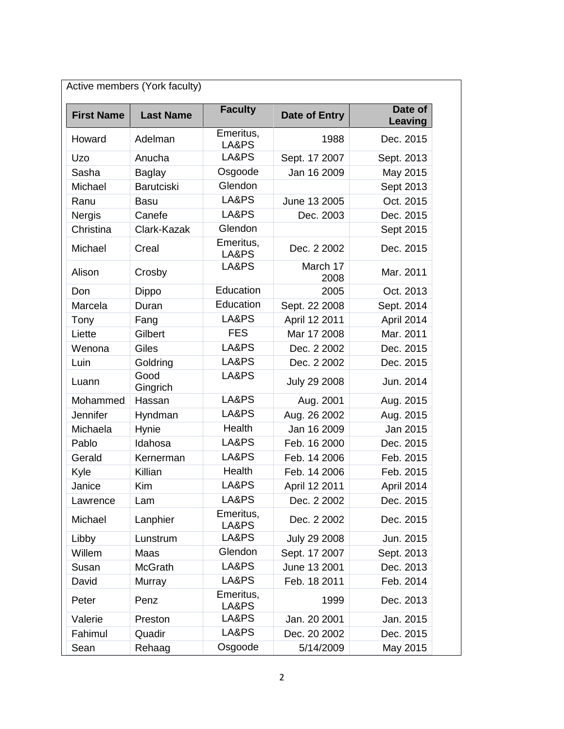Active members (York faculty)

| First Name | Last Name | Faculty | Date of Entry | Date of Leaving |
|---|---|---|---|---|
| Howard | Adelman | Emeritus, LA&PS | 1988 | Dec. 2015 |
| Uzo | Anucha | LA&PS | Sept. 17 2007 | Sept. 2013 |
| Sasha | Baglay | Osgoode | Jan 16 2009 | May 2015 |
| Michael | Barutciski | Glendon | | Sept 2013 |
| Ranu | Basu | LA&PS | June 13 2005 | Oct. 2015 |
| Nergis | Canefe | LA&PS | Dec. 2003 | Dec. 2015 |
| Christina | Clark-Kazak | Glendon | | Sept 2015 |
| Michael | Creal | Emeritus, LA&PS | Dec. 2 2002 | Dec. 2015 |
| Alison | Crosby | LA&PS | March 17 2008 | Mar. 2011 |
| Don | Dippo | Education | 2005 | Oct. 2013 |
| Marcela | Duran | Education | Sept. 22 2008 | Sept. 2014 |
| Tony | Fang | LA&PS | April 12 2011 | April 2014 |
| Liette | Gilbert | FES | Mar 17 2008 | Mar. 2011 |
| Wenona | Giles | LA&PS | Dec. 2 2002 | Dec. 2015 |
| Luin | Goldring | LA&PS | Dec. 2 2002 | Dec. 2015 |
| Luann | Good Gingrich | LA&PS | July 29 2008 | Jun. 2014 |
| Mohammed | Hassan | LA&PS | Aug. 2001 | Aug. 2015 |
| Jennifer | Hyndman | LA&PS | Aug. 26 2002 | Aug. 2015 |
| Michaela | Hynie | Health | Jan 16 2009 | Jan 2015 |
| Pablo | Idahosa | LA&PS | Feb. 16 2000 | Dec. 2015 |
| Gerald | Kernerman | LA&PS | Feb. 14 2006 | Feb. 2015 |
| Kyle | Killian | Health | Feb. 14 2006 | Feb. 2015 |
| Janice | Kim | LA&PS | April 12 2011 | April 2014 |
| Lawrence | Lam | LA&PS | Dec. 2 2002 | Dec. 2015 |
| Michael | Lanphier | Emeritus, LA&PS | Dec. 2 2002 | Dec. 2015 |
| Libby | Lunstrum | LA&PS | July 29 2008 | Jun. 2015 |
| Willem | Maas | Glendon | Sept. 17 2007 | Sept. 2013 |
| Susan | McGrath | LA&PS | June 13 2001 | Dec. 2013 |
| David | Murray | LA&PS | Feb. 18 2011 | Feb. 2014 |
| Peter | Penz | Emeritus, LA&PS | 1999 | Dec. 2013 |
| Valerie | Preston | LA&PS | Jan. 20 2001 | Jan. 2015 |
| Fahimul | Quadir | LA&PS | Dec. 20 2002 | Dec. 2015 |
| Sean | Rehaag | Osgoode | 5/14/2009 | May 2015 |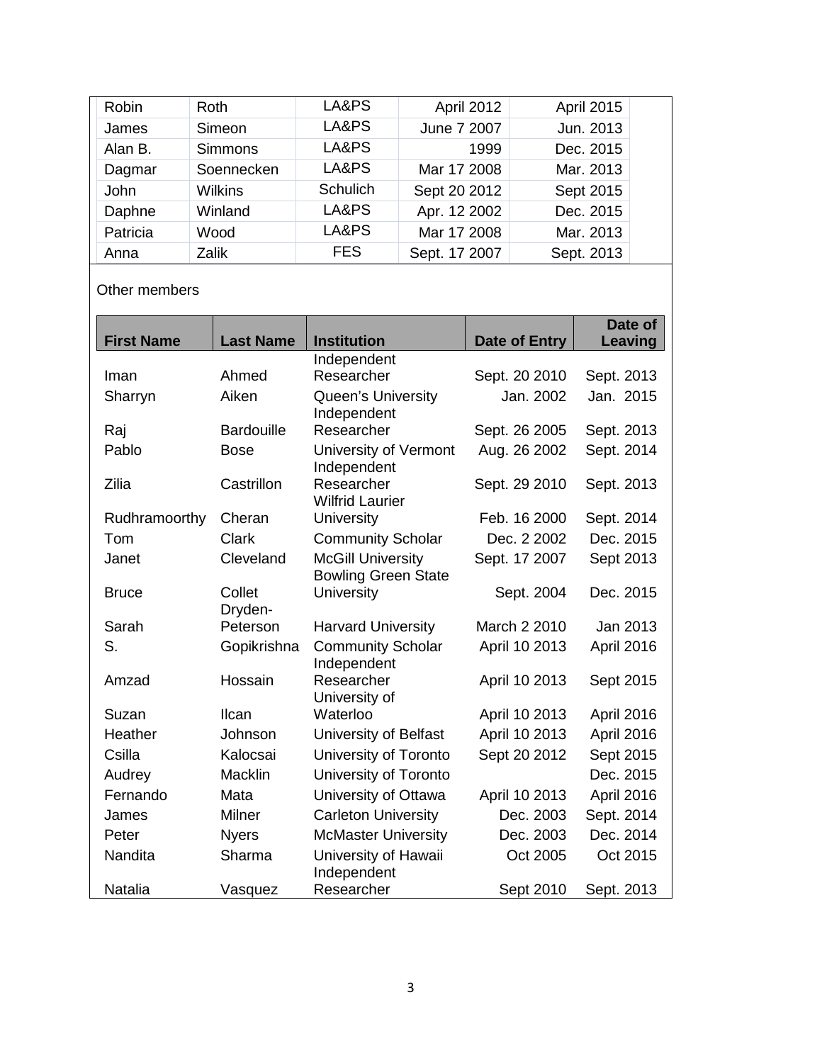| | | | | |
|---|---|---|---|---|
| Robin | Roth | LA&PS | April 2012 | April 2015 |
| James | Simeon | LA&PS | June 7 2007 | Jun. 2013 |
| Alan B. | Simmons | LA&PS | 1999 | Dec. 2015 |
| Dagmar | Soennecken | LA&PS | Mar 17 2008 | Mar. 2013 |
| John | Wilkins | Schulich | Sept 20 2012 | Sept 2015 |
| Daphne | Winland | LA&PS | Apr. 12 2002 | Dec. 2015 |
| Patricia | Wood | LA&PS | Mar 17 2008 | Mar. 2013 |
| Anna | Zalik | FES | Sept. 17 2007 | Sept. 2013 |

Other members

| First Name | Last Name | Institution | Date of Entry | Date of Leaving |
|---|---|---|---|---|
| Iman | Ahmed | Independent Researcher | Sept. 20 2010 | Sept. 2013 |
| Sharryn | Aiken | Queen's University | Jan. 2002 | Jan. 2015 |
| Raj | Bardouille | Independent Researcher | Sept. 26 2005 | Sept. 2013 |
| Pablo | Bose | University of Vermont | Aug. 26 2002 | Sept. 2014 |
| Zilia | Castrillon | Independent Researcher | Sept. 29 2010 | Sept. 2013 |
| Rudhramoorthy | Cheran | Wilfrid Laurier University | Feb. 16 2000 | Sept. 2014 |
| Tom | Clark | Community Scholar | Dec. 2 2002 | Dec. 2015 |
| Janet | Cleveland | McGill University | Sept. 17 2007 | Sept 2013 |
| Bruce | Collet | Bowling Green State University | Sept. 2004 | Dec. 2015 |
| Sarah | Dryden-Peterson | Harvard University | March 2 2010 | Jan 2013 |
| S. | Gopikrishna | Community Scholar | April 10 2013 | April 2016 |
| Amzad | Hossain | Independent Researcher | April 10 2013 | Sept 2015 |
| Suzan | Ilcan | University of Waterloo | April 10 2013 | April 2016 |
| Heather | Johnson | University of Belfast | April 10 2013 | April 2016 |
| Csilla | Kalocsai | University of Toronto | Sept 20 2012 | Sept 2015 |
| Audrey | Macklin | University of Toronto | | Dec. 2015 |
| Fernando | Mata | University of Ottawa | April 10 2013 | April 2016 |
| James | Milner | Carleton University | Dec. 2003 | Sept. 2014 |
| Peter | Nyers | McMaster University | Dec. 2003 | Dec. 2014 |
| Nandita | Sharma | University of Hawaii | Oct 2005 | Oct 2015 |
| Natalia | Vasquez | Independent Researcher | Sept 2010 | Sept. 2013 |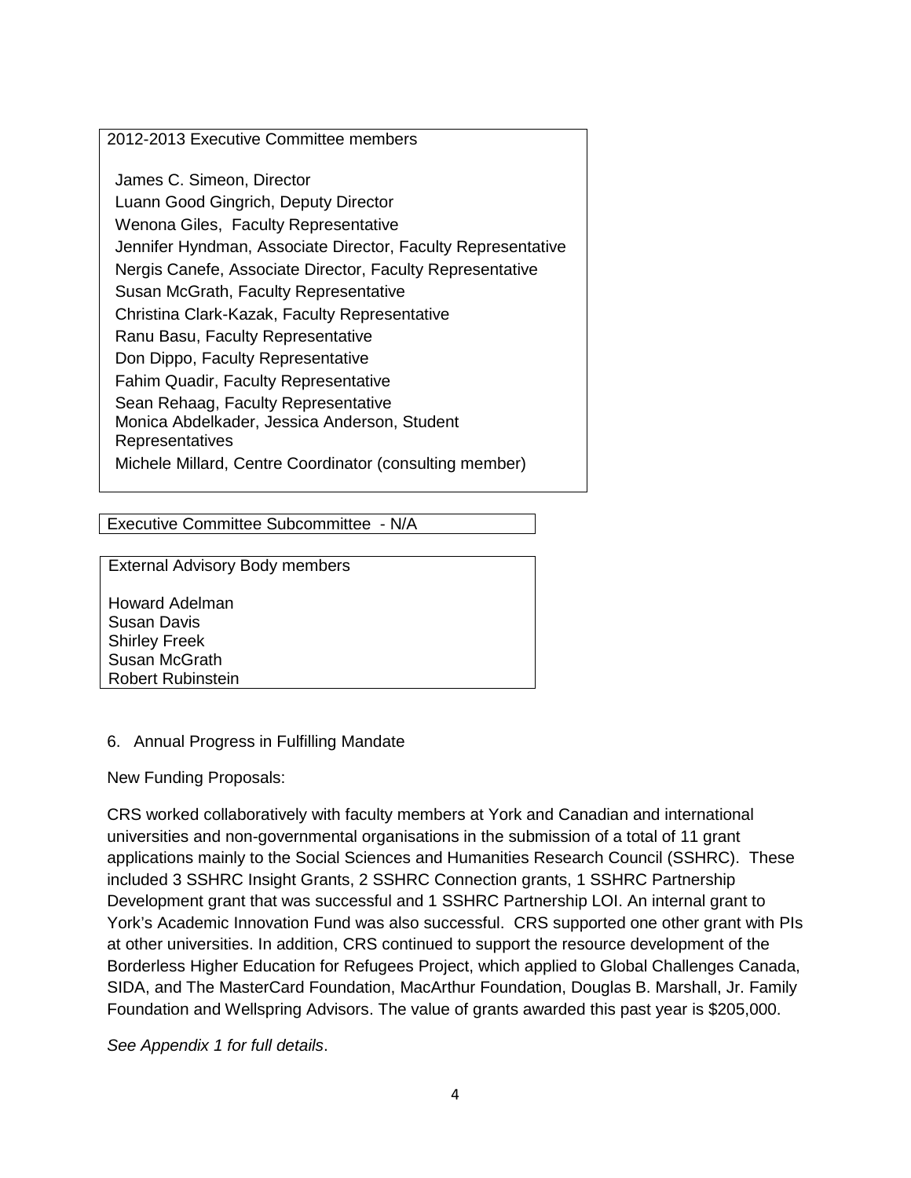2012-2013 Executive Committee members

James C. Simeon, Director  
Luann Good Gingrich, Deputy Director  
Wenona Giles, Faculty Representative  
Jennifer Hyndman, Associate Director, Faculty Representative  
Nergis Canefe, Associate Director, Faculty Representative  
Susan McGrath, Faculty Representative  
Christina Clark-Kazak, Faculty Representative  
Ranu Basu, Faculty Representative  
Don Dippo, Faculty Representative  
Fahim Quadir, Faculty Representative  
Sean Rehaag, Faculty Representative  
Monica Abdelkader, Jessica Anderson, Student Representatives  
Michele Millard, Centre Coordinator (consulting member)

Executive Committee Subcommittee - N/A

External Advisory Body members

Howard Adelman  
Susan Davis  
Shirley Freek  
Susan McGrath  
Robert Rubinstein

## 6. Annual Progress in Fulfilling Mandate

New Funding Proposals:

CRS worked collaboratively with faculty members at York and Canadian and international universities and non-governmental organisations in the submission of a total of 11 grant applications mainly to the Social Sciences and Humanities Research Council (SSHRC). These included 3 SSHRC Insight Grants, 2 SSHRC Connection grants, 1 SSHRC Partnership Development grant that was successful and 1 SSHRC Partnership LOI. An internal grant to York's Academic Innovation Fund was also successful. CRS supported one other grant with PIs at other universities. In addition, CRS continued to support the resource development of the Borderless Higher Education for Refugees Project, which applied to Global Challenges Canada, SIDA, and The MasterCard Foundation, MacArthur Foundation, Douglas B. Marshall, Jr. Family Foundation and Wellspring Advisors. The value of grants awarded this past year is $205,000.

*See Appendix 1 for full details*.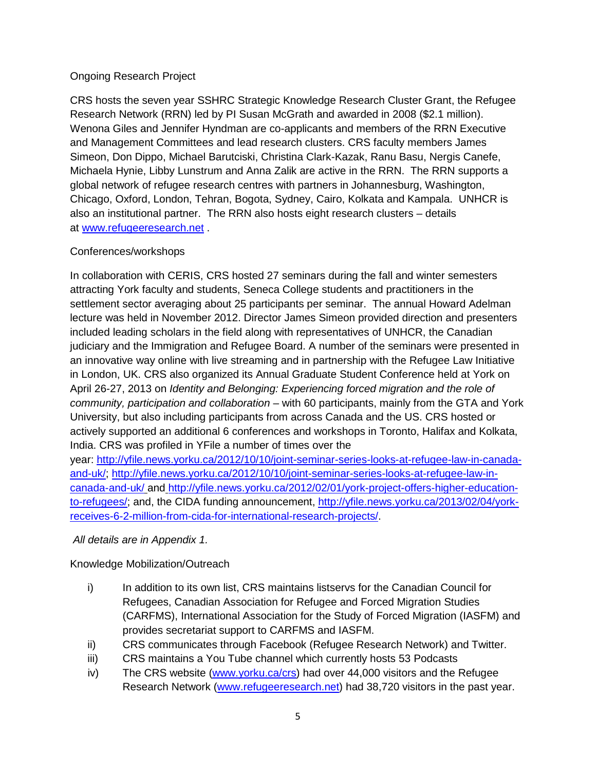## Ongoing Research Project

CRS hosts the seven year SSHRC Strategic Knowledge Research Cluster Grant, the Refugee Research Network (RRN) led by PI Susan McGrath and awarded in 2008 ($2.1 million). Wenona Giles and Jennifer Hyndman are co-applicants and members of the RRN Executive and Management Committees and lead research clusters. CRS faculty members James Simeon, Don Dippo, Michael Barutciski, Christina Clark-Kazak, Ranu Basu, Nergis Canefe, Michaela Hynie, Libby Lunstrum and Anna Zalik are active in the RRN. The RRN supports a global network of refugee research centres with partners in Johannesburg, Washington, Chicago, Oxford, London, Tehran, Bogota, Sydney, Cairo, Kolkata and Kampala. UNHCR is also an institutional partner. The RRN also hosts eight research clusters – details at [www.refugeeresearch.net](http://www.refugeeresearch.net) .

## Conferences/workshops

In collaboration with CERIS, CRS hosted 27 seminars during the fall and winter semesters attracting York faculty and students, Seneca College students and practitioners in the settlement sector averaging about 25 participants per seminar. The annual Howard Adelman lecture was held in November 2012. Director James Simeon provided direction and presenters included leading scholars in the field along with representatives of UNHCR, the Canadian judiciary and the Immigration and Refugee Board. A number of the seminars were presented in an innovative way online with live streaming and in partnership with the Refugee Law Initiative in London, UK. CRS also organized its Annual Graduate Student Conference held at York on April 26-27, 2013 on *Identity and Belonging: Experiencing forced migration and the role of community, participation and collaboration* – with 60 participants, mainly from the GTA and York University, but also including participants from across Canada and the US. CRS hosted or actively supported an additional 6 conferences and workshops in Toronto, Halifax and Kolkata, India. CRS was profiled in YFile a number of times over the year: [http://yfile.news.yorku.ca/2012/10/10/joint-seminar-series-looks-at-refugee-law-in-canada-and-uk/](http://yfile.news.yorku.ca/2012/10/10/joint-seminar-series-looks-at-refugee-law-in-canada-and-uk/); [http://yfile.news.yorku.ca/2012/10/10/joint-seminar-series-looks-at-refugee-law-in-canada-and-uk/](http://yfile.news.yorku.ca/2012/10/10/joint-seminar-series-looks-at-refugee-law-in-canada-and-uk/) and [http://yfile.news.yorku.ca/2012/02/01/york-project-offers-higher-education-to-refugees/](http://yfile.news.yorku.ca/2012/02/01/york-project-offers-higher-education-to-refugees/); and, the CIDA funding announcement, [http://yfile.news.yorku.ca/2013/02/04/york-receives-6-2-million-from-cida-for-international-research-projects/](http://yfile.news.yorku.ca/2013/02/04/york-receives-6-2-million-from-cida-for-international-research-projects/).

*All details are in Appendix 1.*

## Knowledge Mobilization/Outreach

- i) In addition to its own list, CRS maintains listservs for the Canadian Council for Refugees, Canadian Association for Refugee and Forced Migration Studies (CARFMS), International Association for the Study of Forced Migration (IASFM) and provides secretariat support to CARFMS and IASFM.
- ii) CRS communicates through Facebook (Refugee Research Network) and Twitter.
- iii) CRS maintains a You Tube channel which currently hosts 53 Podcasts
- iv) The CRS website ([www.yorku.ca/crs](http://www.yorku.ca/crs)) had over 44,000 visitors and the Refugee Research Network ([www.refugeeresearch.net](http://www.refugeeresearch.net)) had 38,720 visitors in the past year.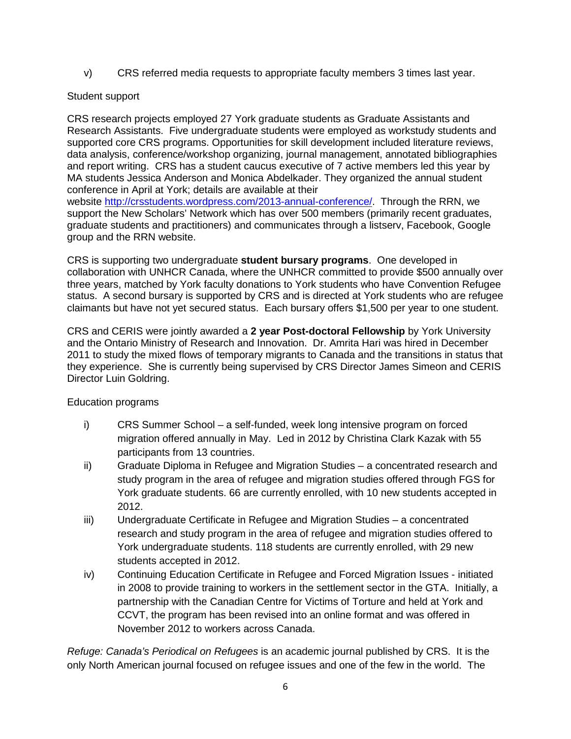v) CRS referred media requests to appropriate faculty members 3 times last year.

Student support

CRS research projects employed 27 York graduate students as Graduate Assistants and Research Assistants. Five undergraduate students were employed as workstudy students and supported core CRS programs. Opportunities for skill development included literature reviews, data analysis, conference/workshop organizing, journal management, annotated bibliographies and report writing. CRS has a student caucus executive of 7 active members led this year by MA students Jessica Anderson and Monica Abdelkader. They organized the annual student conference in April at York; details are available at their website http://crsstudents.wordpress.com/2013-annual-conference/. Through the RRN, we support the New Scholars' Network which has over 500 members (primarily recent graduates, graduate students and practitioners) and communicates through a listserv, Facebook, Google group and the RRN website.

CRS is supporting two undergraduate **student bursary programs**. One developed in collaboration with UNHCR Canada, where the UNHCR committed to provide $500 annually over three years, matched by York faculty donations to York students who have Convention Refugee status. A second bursary is supported by CRS and is directed at York students who are refugee claimants but have not yet secured status. Each bursary offers $1,500 per year to one student.

CRS and CERIS were jointly awarded a **2 year Post-doctoral Fellowship** by York University and the Ontario Ministry of Research and Innovation. Dr. Amrita Hari was hired in December 2011 to study the mixed flows of temporary migrants to Canada and the transitions in status that they experience. She is currently being supervised by CRS Director James Simeon and CERIS Director Luin Goldring.

Education programs

i) CRS Summer School – a self-funded, week long intensive program on forced migration offered annually in May. Led in 2012 by Christina Clark Kazak with 55 participants from 13 countries.

ii) Graduate Diploma in Refugee and Migration Studies – a concentrated research and study program in the area of refugee and migration studies offered through FGS for York graduate students. 66 are currently enrolled, with 10 new students accepted in 2012.

iii) Undergraduate Certificate in Refugee and Migration Studies – a concentrated research and study program in the area of refugee and migration studies offered to York undergraduate students. 118 students are currently enrolled, with 29 new students accepted in 2012.

iv) Continuing Education Certificate in Refugee and Forced Migration Issues - initiated in 2008 to provide training to workers in the settlement sector in the GTA. Initially, a partnership with the Canadian Centre for Victims of Torture and held at York and CCVT, the program has been revised into an online format and was offered in November 2012 to workers across Canada.

*Refuge: Canada's Periodical on Refugees* is an academic journal published by CRS. It is the only North American journal focused on refugee issues and one of the few in the world. The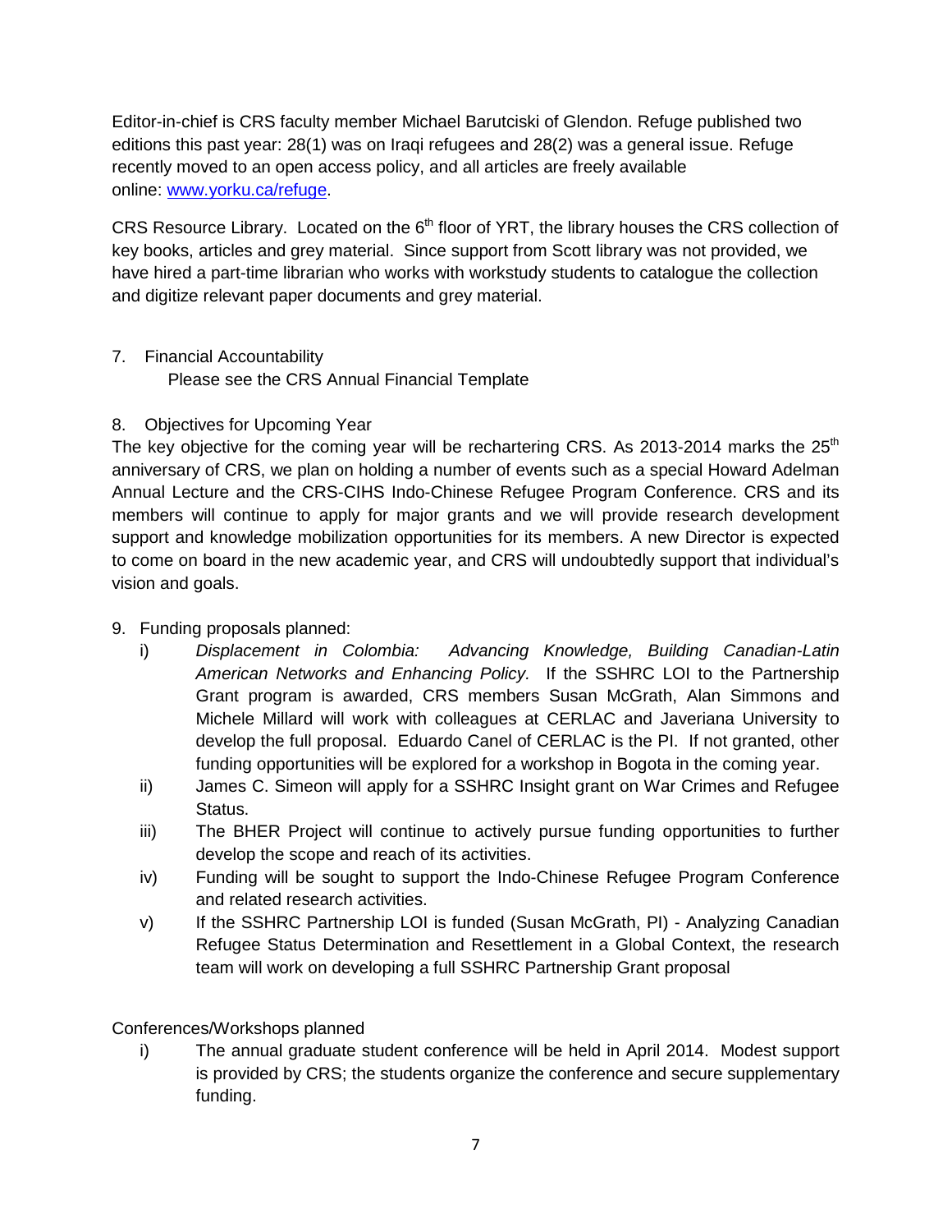Editor-in-chief is CRS faculty member Michael Barutciski of Glendon. Refuge published two editions this past year: 28(1) was on Iraqi refugees and 28(2) was a general issue. Refuge recently moved to an open access policy, and all articles are freely available online: [www.yorku.ca/refuge](http://www.yorku.ca/refuge).

CRS Resource Library. Located on the 6th floor of YRT, the library houses the CRS collection of key books, articles and grey material. Since support from Scott library was not provided, we have hired a part-time librarian who works with workstudy students to catalogue the collection and digitize relevant paper documents and grey material.

7. Financial Accountability
   Please see the CRS Annual Financial Template

8. Objectives for Upcoming Year

The key objective for the coming year will be rechartering CRS. As 2013-2014 marks the 25th anniversary of CRS, we plan on holding a number of events such as a special Howard Adelman Annual Lecture and the CRS-CIHS Indo-Chinese Refugee Program Conference. CRS and its members will continue to apply for major grants and we will provide research development support and knowledge mobilization opportunities for its members. A new Director is expected to come on board in the new academic year, and CRS will undoubtedly support that individual's vision and goals.

9. Funding proposals planned:
   i) *Displacement in Colombia: Advancing Knowledge, Building Canadian-Latin American Networks and Enhancing Policy.* If the SSHRC LOI to the Partnership Grant program is awarded, CRS members Susan McGrath, Alan Simmons and Michele Millard will work with colleagues at CERLAC and Javeriana University to develop the full proposal. Eduardo Canel of CERLAC is the PI. If not granted, other funding opportunities will be explored for a workshop in Bogota in the coming year.
   ii) James C. Simeon will apply for a SSHRC Insight grant on War Crimes and Refugee Status.
   iii) The BHER Project will continue to actively pursue funding opportunities to further develop the scope and reach of its activities.
   iv) Funding will be sought to support the Indo-Chinese Refugee Program Conference and related research activities.
   v) If the SSHRC Partnership LOI is funded (Susan McGrath, PI) - Analyzing Canadian Refugee Status Determination and Resettlement in a Global Context, the research team will work on developing a full SSHRC Partnership Grant proposal

Conferences/Workshops planned
   i) The annual graduate student conference will be held in April 2014. Modest support is provided by CRS; the students organize the conference and secure supplementary funding.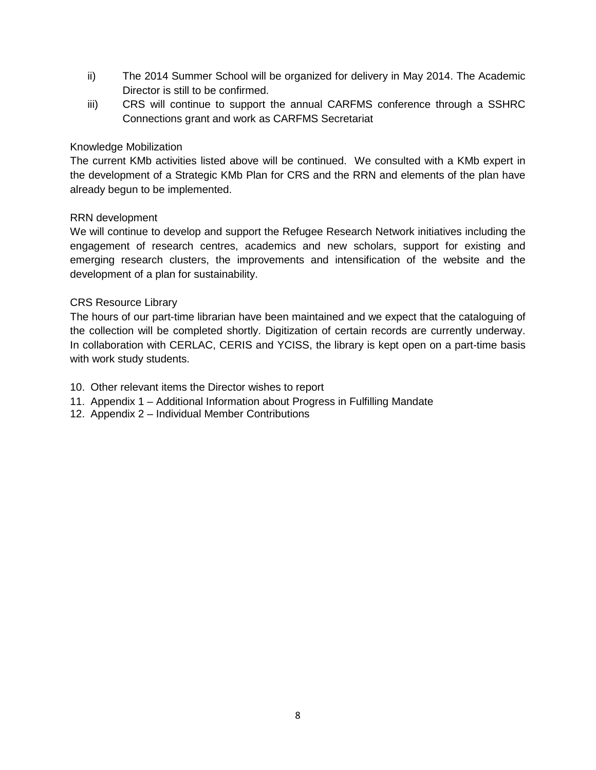ii) The 2014 Summer School will be organized for delivery in May 2014. The Academic Director is still to be confirmed.

iii) CRS will continue to support the annual CARFMS conference through a SSHRC Connections grant and work as CARFMS Secretariat

Knowledge Mobilization

The current KMb activities listed above will be continued. We consulted with a KMb expert in the development of a Strategic KMb Plan for CRS and the RRN and elements of the plan have already begun to be implemented.

RRN development

We will continue to develop and support the Refugee Research Network initiatives including the engagement of research centres, academics and new scholars, support for existing and emerging research clusters, the improvements and intensification of the website and the development of a plan for sustainability.

CRS Resource Library

The hours of our part-time librarian have been maintained and we expect that the cataloguing of the collection will be completed shortly. Digitization of certain records are currently underway. In collaboration with CERLAC, CERIS and YCISS, the library is kept open on a part-time basis with work study students.

10. Other relevant items the Director wishes to report
11. Appendix 1 – Additional Information about Progress in Fulfilling Mandate
12. Appendix 2 – Individual Member Contributions